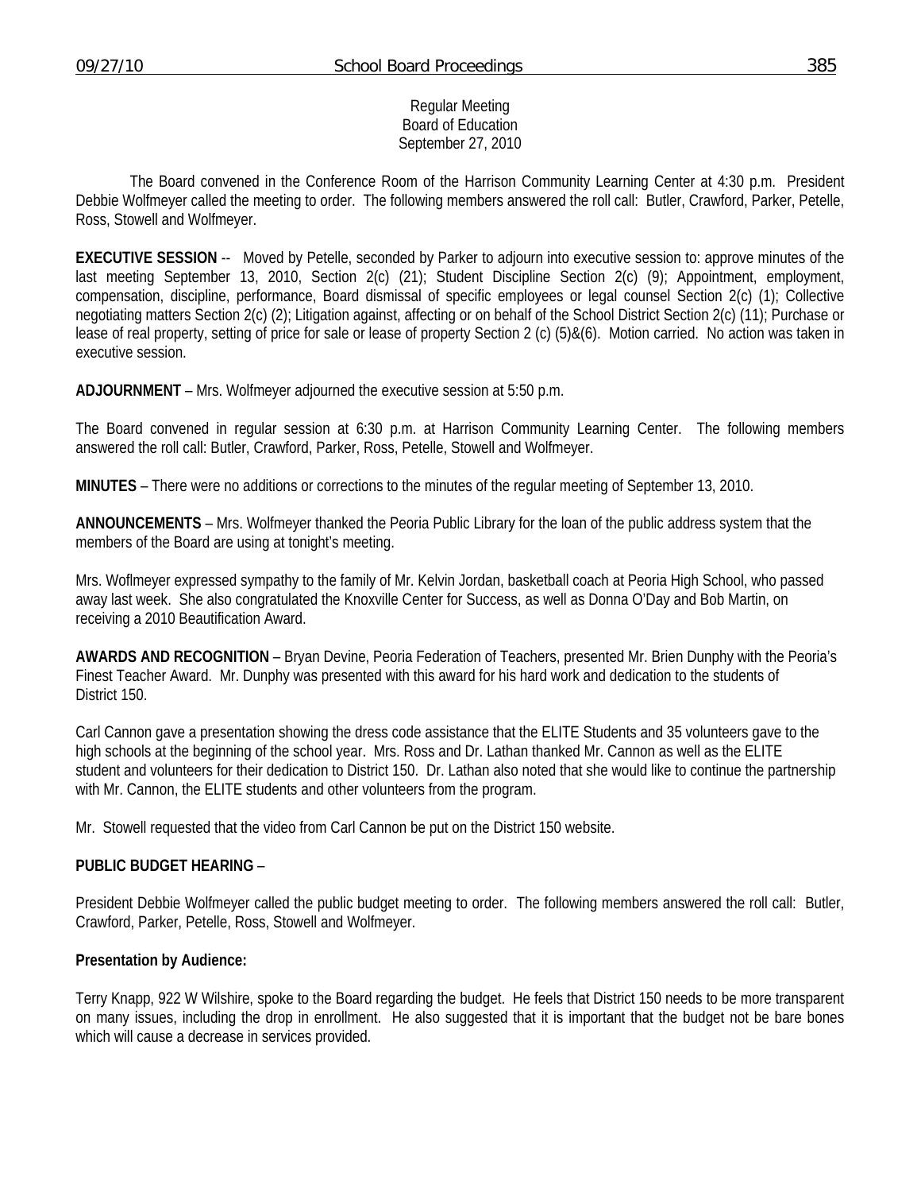Regular Meeting
Board of Education
September 27, 2010

The Board convened in the Conference Room of the Harrison Community Learning Center at 4:30 p.m. President Debbie Wolfmeyer called the meeting to order. The following members answered the roll call: Butler, Crawford, Parker, Petelle, Ross, Stowell and Wolfmeyer.

**EXECUTIVE SESSION** -- Moved by Petelle, seconded by Parker to adjourn into executive session to: approve minutes of the last meeting September 13, 2010, Section 2(c) (21); Student Discipline Section 2(c) (9); Appointment, employment, compensation, discipline, performance, Board dismissal of specific employees or legal counsel Section 2(c) (1); Collective negotiating matters Section 2(c) (2); Litigation against, affecting or on behalf of the School District Section 2(c) (11); Purchase or lease of real property, setting of price for sale or lease of property Section 2 (c) (5)&(6). Motion carried. No action was taken in executive session.

**ADJOURNMENT** – Mrs. Wolfmeyer adjourned the executive session at 5:50 p.m.

The Board convened in regular session at 6:30 p.m. at Harrison Community Learning Center. The following members answered the roll call: Butler, Crawford, Parker, Ross, Petelle, Stowell and Wolfmeyer.

**MINUTES** – There were no additions or corrections to the minutes of the regular meeting of September 13, 2010.

**ANNOUNCEMENTS** – Mrs. Wolfmeyer thanked the Peoria Public Library for the loan of the public address system that the members of the Board are using at tonight's meeting.

Mrs. Woflmeyer expressed sympathy to the family of Mr. Kelvin Jordan, basketball coach at Peoria High School, who passed away last week. She also congratulated the Knoxville Center for Success, as well as Donna O'Day and Bob Martin, on receiving a 2010 Beautification Award.

**AWARDS AND RECOGNITION** – Bryan Devine, Peoria Federation of Teachers, presented Mr. Brien Dunphy with the Peoria's Finest Teacher Award. Mr. Dunphy was presented with this award for his hard work and dedication to the students of District 150.

Carl Cannon gave a presentation showing the dress code assistance that the ELITE Students and 35 volunteers gave to the high schools at the beginning of the school year. Mrs. Ross and Dr. Lathan thanked Mr. Cannon as well as the ELITE student and volunteers for their dedication to District 150. Dr. Lathan also noted that she would like to continue the partnership with Mr. Cannon, the ELITE students and other volunteers from the program.

Mr. Stowell requested that the video from Carl Cannon be put on the District 150 website.

**PUBLIC BUDGET HEARING** –

President Debbie Wolfmeyer called the public budget meeting to order. The following members answered the roll call: Butler, Crawford, Parker, Petelle, Ross, Stowell and Wolfmeyer.

**Presentation by Audience:**

Terry Knapp, 922 W Wilshire, spoke to the Board regarding the budget. He feels that District 150 needs to be more transparent on many issues, including the drop in enrollment. He also suggested that it is important that the budget not be bare bones which will cause a decrease in services provided.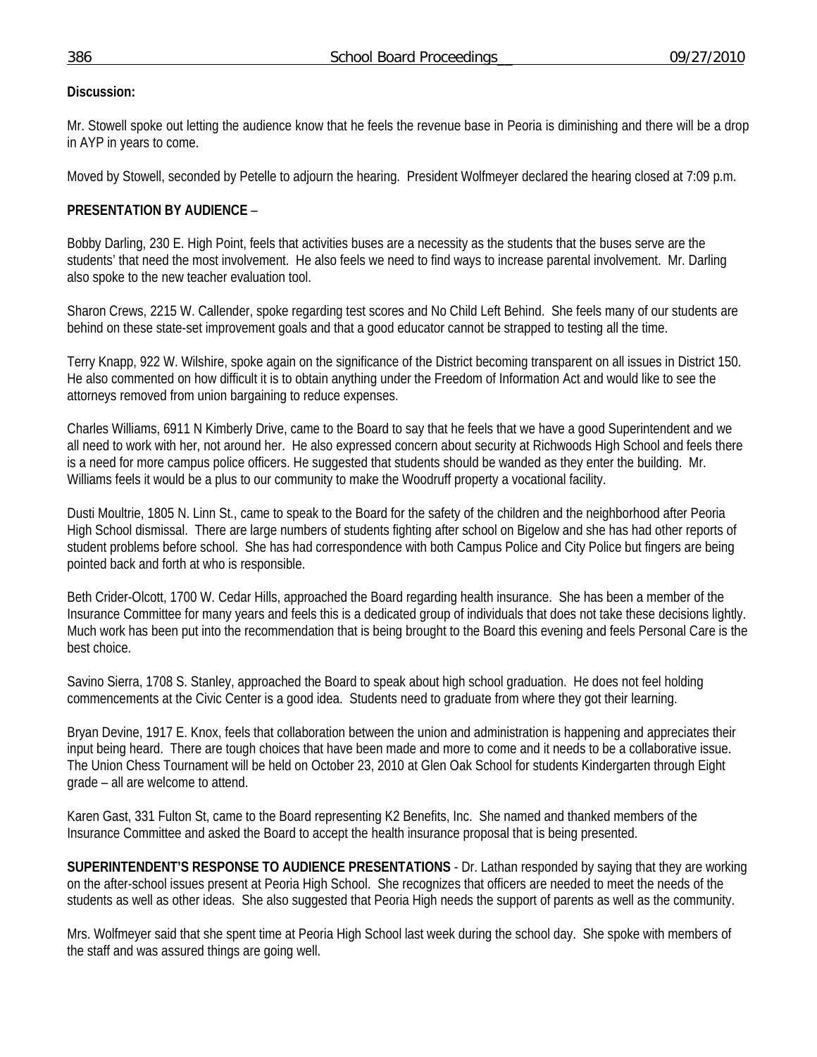**Discussion:**

Mr. Stowell spoke out letting the audience know that he feels the revenue base in Peoria is diminishing and there will be a drop in AYP in years to come.

Moved by Stowell, seconded by Petelle to adjourn the hearing. President Wolfmeyer declared the hearing closed at 7:09 p.m.

**PRESENTATION BY AUDIENCE** –

Bobby Darling, 230 E. High Point, feels that activities buses are a necessity as the students that the buses serve are the students' that need the most involvement. He also feels we need to find ways to increase parental involvement. Mr. Darling also spoke to the new teacher evaluation tool.

Sharon Crews, 2215 W. Callender, spoke regarding test scores and No Child Left Behind. She feels many of our students are behind on these state-set improvement goals and that a good educator cannot be strapped to testing all the time.

Terry Knapp, 922 W. Wilshire, spoke again on the significance of the District becoming transparent on all issues in District 150. He also commented on how difficult it is to obtain anything under the Freedom of Information Act and would like to see the attorneys removed from union bargaining to reduce expenses.

Charles Williams, 6911 N Kimberly Drive, came to the Board to say that he feels that we have a good Superintendent and we all need to work with her, not around her. He also expressed concern about security at Richwoods High School and feels there is a need for more campus police officers. He suggested that students should be wanded as they enter the building. Mr. Williams feels it would be a plus to our community to make the Woodruff property a vocational facility.

Dusti Moultrie, 1805 N. Linn St., came to speak to the Board for the safety of the children and the neighborhood after Peoria High School dismissal. There are large numbers of students fighting after school on Bigelow and she has had other reports of student problems before school. She has had correspondence with both Campus Police and City Police but fingers are being pointed back and forth at who is responsible.

Beth Crider-Olcott, 1700 W. Cedar Hills, approached the Board regarding health insurance. She has been a member of the Insurance Committee for many years and feels this is a dedicated group of individuals that does not take these decisions lightly. Much work has been put into the recommendation that is being brought to the Board this evening and feels Personal Care is the best choice.

Savino Sierra, 1708 S. Stanley, approached the Board to speak about high school graduation. He does not feel holding commencements at the Civic Center is a good idea. Students need to graduate from where they got their learning.

Bryan Devine, 1917 E. Knox, feels that collaboration between the union and administration is happening and appreciates their input being heard. There are tough choices that have been made and more to come and it needs to be a collaborative issue. The Union Chess Tournament will be held on October 23, 2010 at Glen Oak School for students Kindergarten through Eight grade – all are welcome to attend.

Karen Gast, 331 Fulton St, came to the Board representing K2 Benefits, Inc. She named and thanked members of the Insurance Committee and asked the Board to accept the health insurance proposal that is being presented.

**SUPERINTENDENT'S RESPONSE TO AUDIENCE PRESENTATIONS** - Dr. Lathan responded by saying that they are working on the after-school issues present at Peoria High School. She recognizes that officers are needed to meet the needs of the students as well as other ideas. She also suggested that Peoria High needs the support of parents as well as the community.

Mrs. Wolfmeyer said that she spent time at Peoria High School last week during the school day. She spoke with members of the staff and was assured things are going well.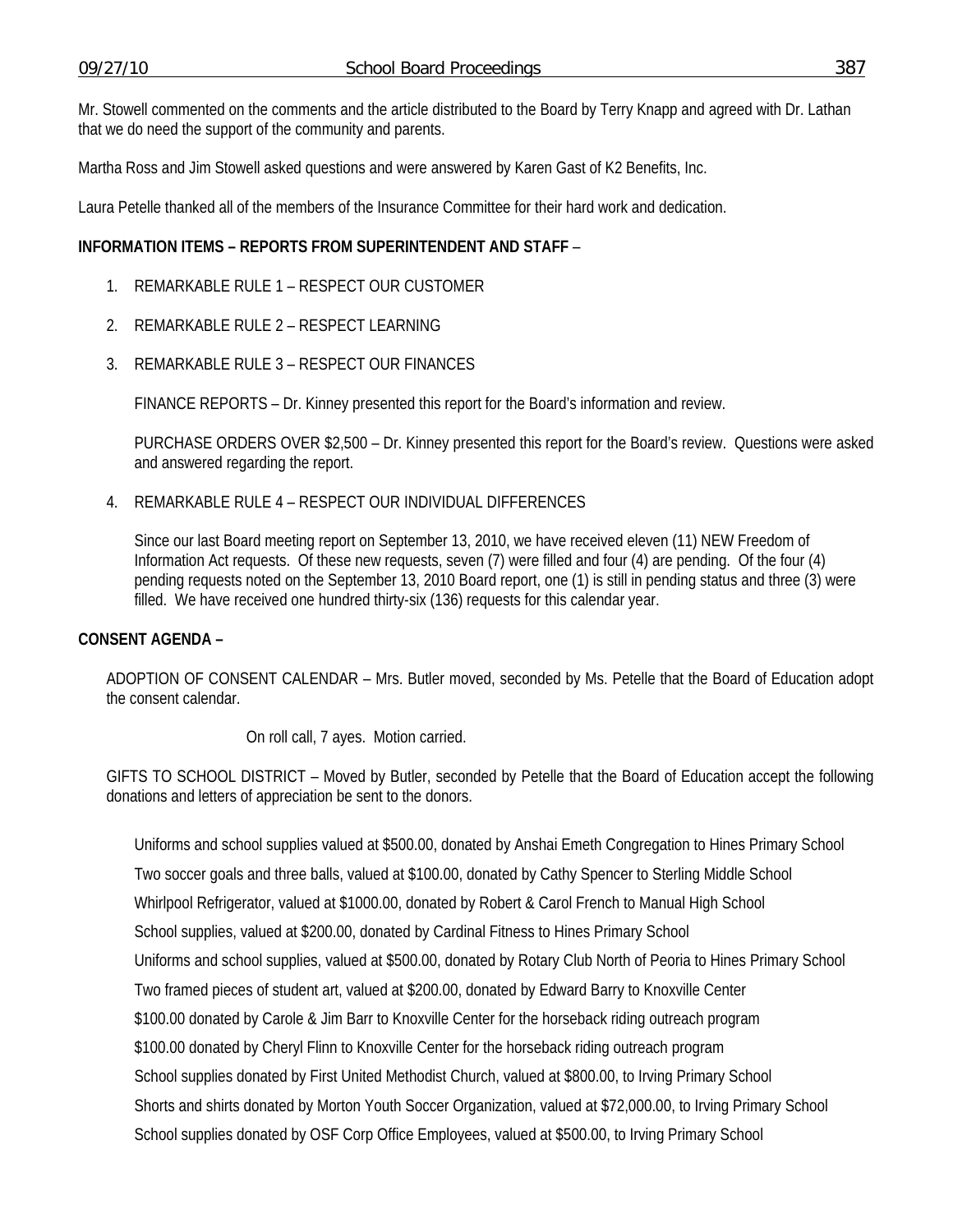Mr. Stowell commented on the comments and the article distributed to the Board by Terry Knapp and agreed with Dr. Lathan that we do need the support of the community and parents.

Martha Ross and Jim Stowell asked questions and were answered by Karen Gast of K2 Benefits, Inc.

Laura Petelle thanked all of the members of the Insurance Committee for their hard work and dedication.

**INFORMATION ITEMS – REPORTS FROM SUPERINTENDENT AND STAFF** –

1. REMARKABLE RULE 1 – RESPECT OUR CUSTOMER

2. REMARKABLE RULE 2 – RESPECT LEARNING

3. REMARKABLE RULE 3 – RESPECT OUR FINANCES

   FINANCE REPORTS – Dr. Kinney presented this report for the Board's information and review.

   PURCHASE ORDERS OVER $2,500 – Dr. Kinney presented this report for the Board's review. Questions were asked and answered regarding the report.

4. REMARKABLE RULE 4 – RESPECT OUR INDIVIDUAL DIFFERENCES

   Since our last Board meeting report on September 13, 2010, we have received eleven (11) NEW Freedom of Information Act requests. Of these new requests, seven (7) were filled and four (4) are pending. Of the four (4) pending requests noted on the September 13, 2010 Board report, one (1) is still in pending status and three (3) were filled. We have received one hundred thirty-six (136) requests for this calendar year.

**CONSENT AGENDA –**

ADOPTION OF CONSENT CALENDAR – Mrs. Butler moved, seconded by Ms. Petelle that the Board of Education adopt the consent calendar.

On roll call, 7 ayes. Motion carried.

GIFTS TO SCHOOL DISTRICT – Moved by Butler, seconded by Petelle that the Board of Education accept the following donations and letters of appreciation be sent to the donors.

Uniforms and school supplies valued at $500.00, donated by Anshai Emeth Congregation to Hines Primary School
Two soccer goals and three balls, valued at $100.00, donated by Cathy Spencer to Sterling Middle School
Whirlpool Refrigerator, valued at $1000.00, donated by Robert & Carol French to Manual High School
School supplies, valued at $200.00, donated by Cardinal Fitness to Hines Primary School
Uniforms and school supplies, valued at $500.00, donated by Rotary Club North of Peoria to Hines Primary School
Two framed pieces of student art, valued at $200.00, donated by Edward Barry to Knoxville Center
$100.00 donated by Carole & Jim Barr to Knoxville Center for the horseback riding outreach program
$100.00 donated by Cheryl Flinn to Knoxville Center for the horseback riding outreach program
School supplies donated by First United Methodist Church, valued at $800.00, to Irving Primary School
Shorts and shirts donated by Morton Youth Soccer Organization, valued at $72,000.00, to Irving Primary School
School supplies donated by OSF Corp Office Employees, valued at $500.00, to Irving Primary School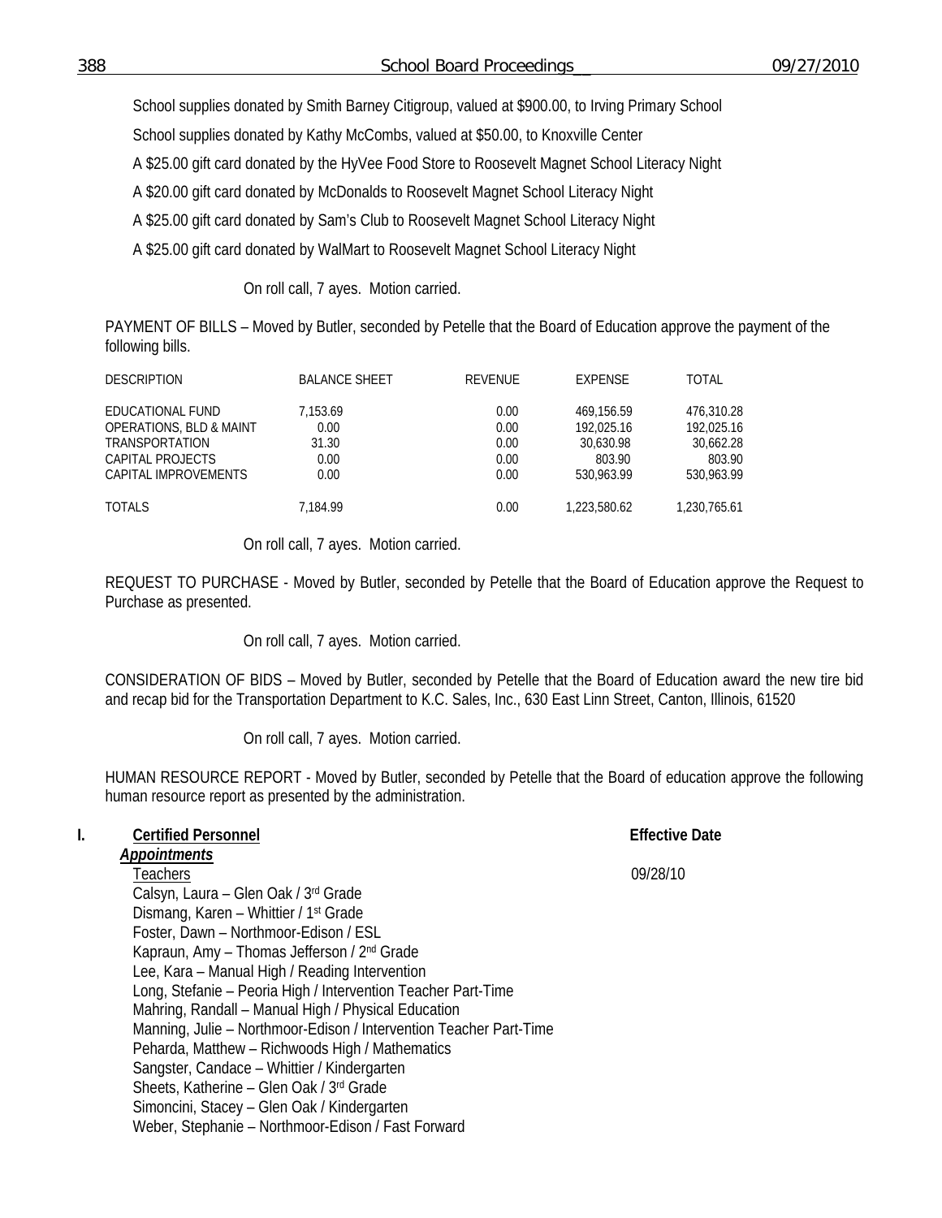School supplies donated by Smith Barney Citigroup, valued at $900.00, to Irving Primary School

School supplies donated by Kathy McCombs, valued at $50.00, to Knoxville Center

A $25.00 gift card donated by the HyVee Food Store to Roosevelt Magnet School Literacy Night

A $20.00 gift card donated by McDonalds to Roosevelt Magnet School Literacy Night

A $25.00 gift card donated by Sam's Club to Roosevelt Magnet School Literacy Night

A $25.00 gift card donated by WalMart to Roosevelt Magnet School Literacy Night

On roll call, 7 ayes. Motion carried.

PAYMENT OF BILLS – Moved by Butler, seconded by Petelle that the Board of Education approve the payment of the following bills.

| DESCRIPTION | BALANCE SHEET | REVENUE | EXPENSE | TOTAL |
|---|---|---|---|---|
| EDUCATIONAL FUND | 7,153.69 | 0.00 | 469,156.59 | 476,310.28 |
| OPERATIONS, BLD & MAINT | 0.00 | 0.00 | 192,025.16 | 192,025.16 |
| TRANSPORTATION | 31.30 | 0.00 | 30,630.98 | 30,662.28 |
| CAPITAL PROJECTS | 0.00 | 0.00 | 803.90 | 803.90 |
| CAPITAL IMPROVEMENTS | 0.00 | 0.00 | 530,963.99 | 530,963.99 |
| TOTALS | 7,184.99 | 0.00 | 1,223,580.62 | 1,230,765.61 |

On roll call, 7 ayes. Motion carried.

REQUEST TO PURCHASE - Moved by Butler, seconded by Petelle that the Board of Education approve the Request to Purchase as presented.

On roll call, 7 ayes. Motion carried.

CONSIDERATION OF BIDS – Moved by Butler, seconded by Petelle that the Board of Education award the new tire bid and recap bid for the Transportation Department to K.C. Sales, Inc., 630 East Linn Street, Canton, Illinois, 61520

On roll call, 7 ayes. Motion carried.

HUMAN RESOURCE REPORT - Moved by Butler, seconded by Petelle that the Board of education approve the following human resource report as presented by the administration.

**I. Certified Personnel** — **Effective Date**

***Appointments***

Teachers — 09/28/10

Calsyn, Laura – Glen Oak / 3rd Grade
Dismang, Karen – Whittier / 1st Grade
Foster, Dawn – Northmoor-Edison / ESL
Kapraun, Amy – Thomas Jefferson / 2nd Grade
Lee, Kara – Manual High / Reading Intervention
Long, Stefanie – Peoria High / Intervention Teacher Part-Time
Mahring, Randall – Manual High / Physical Education
Manning, Julie – Northmoor-Edison / Intervention Teacher Part-Time
Peharda, Matthew – Richwoods High / Mathematics
Sangster, Candace – Whittier / Kindergarten
Sheets, Katherine – Glen Oak / 3rd Grade
Simoncini, Stacey – Glen Oak / Kindergarten
Weber, Stephanie – Northmoor-Edison / Fast Forward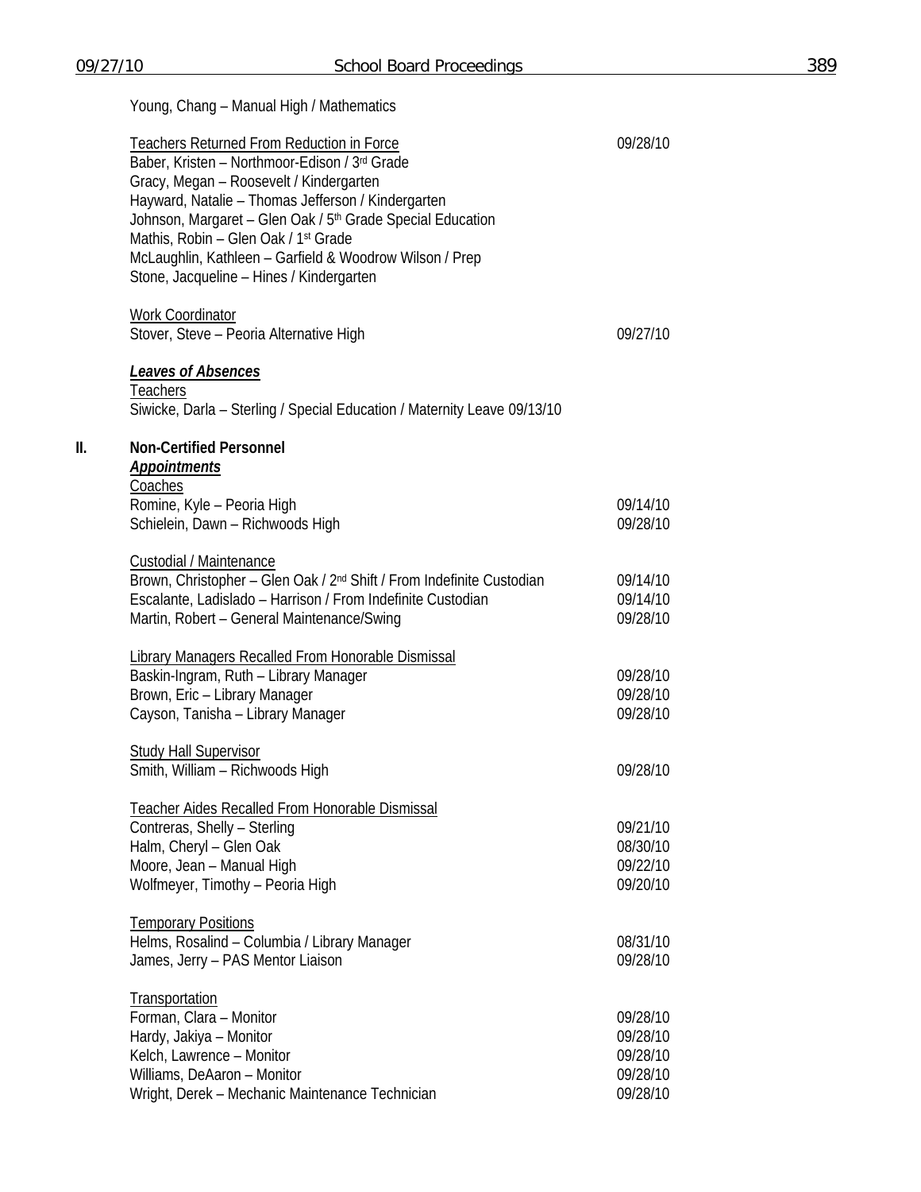Young, Chang – Manual High / Mathematics

<u>Teachers Returned From Reduction in Force</u> 09/28/10
Baber, Kristen – Northmoor-Edison / 3rd Grade
Gracy, Megan – Roosevelt / Kindergarten
Hayward, Natalie – Thomas Jefferson / Kindergarten
Johnson, Margaret – Glen Oak / 5th Grade Special Education
Mathis, Robin – Glen Oak / 1st Grade
McLaughlin, Kathleen – Garfield & Woodrow Wilson / Prep
Stone, Jacqueline – Hines / Kindergarten

<u>Work Coordinator</u>
Stover, Steve – Peoria Alternative High 09/27/10

***<u>Leaves of Absences</u>***
<u>Teachers</u>
Siwicke, Darla – Sterling / Special Education / Maternity Leave 09/13/10

**II. Non-Certified Personnel**

***<u>Appointments</u>***

<u>Coaches</u>
Romine, Kyle – Peoria High 09/14/10
Schielein, Dawn – Richwoods High 09/28/10

<u>Custodial / Maintenance</u>
Brown, Christopher – Glen Oak / 2nd Shift / From Indefinite Custodian 09/14/10
Escalante, Ladislado – Harrison / From Indefinite Custodian 09/14/10
Martin, Robert – General Maintenance/Swing 09/28/10

<u>Library Managers Recalled From Honorable Dismissal</u>
Baskin-Ingram, Ruth – Library Manager 09/28/10
Brown, Eric – Library Manager 09/28/10
Cayson, Tanisha – Library Manager 09/28/10

<u>Study Hall Supervisor</u>
Smith, William – Richwoods High 09/28/10

<u>Teacher Aides Recalled From Honorable Dismissal</u>
Contreras, Shelly – Sterling 09/21/10
Halm, Cheryl – Glen Oak 08/30/10
Moore, Jean – Manual High 09/22/10
Wolfmeyer, Timothy – Peoria High 09/20/10

<u>Temporary Positions</u>
Helms, Rosalind – Columbia / Library Manager 08/31/10
James, Jerry – PAS Mentor Liaison 09/28/10

<u>Transportation</u>
Forman, Clara – Monitor 09/28/10
Hardy, Jakiya – Monitor 09/28/10
Kelch, Lawrence – Monitor 09/28/10
Williams, DeAaron – Monitor 09/28/10
Wright, Derek – Mechanic Maintenance Technician 09/28/10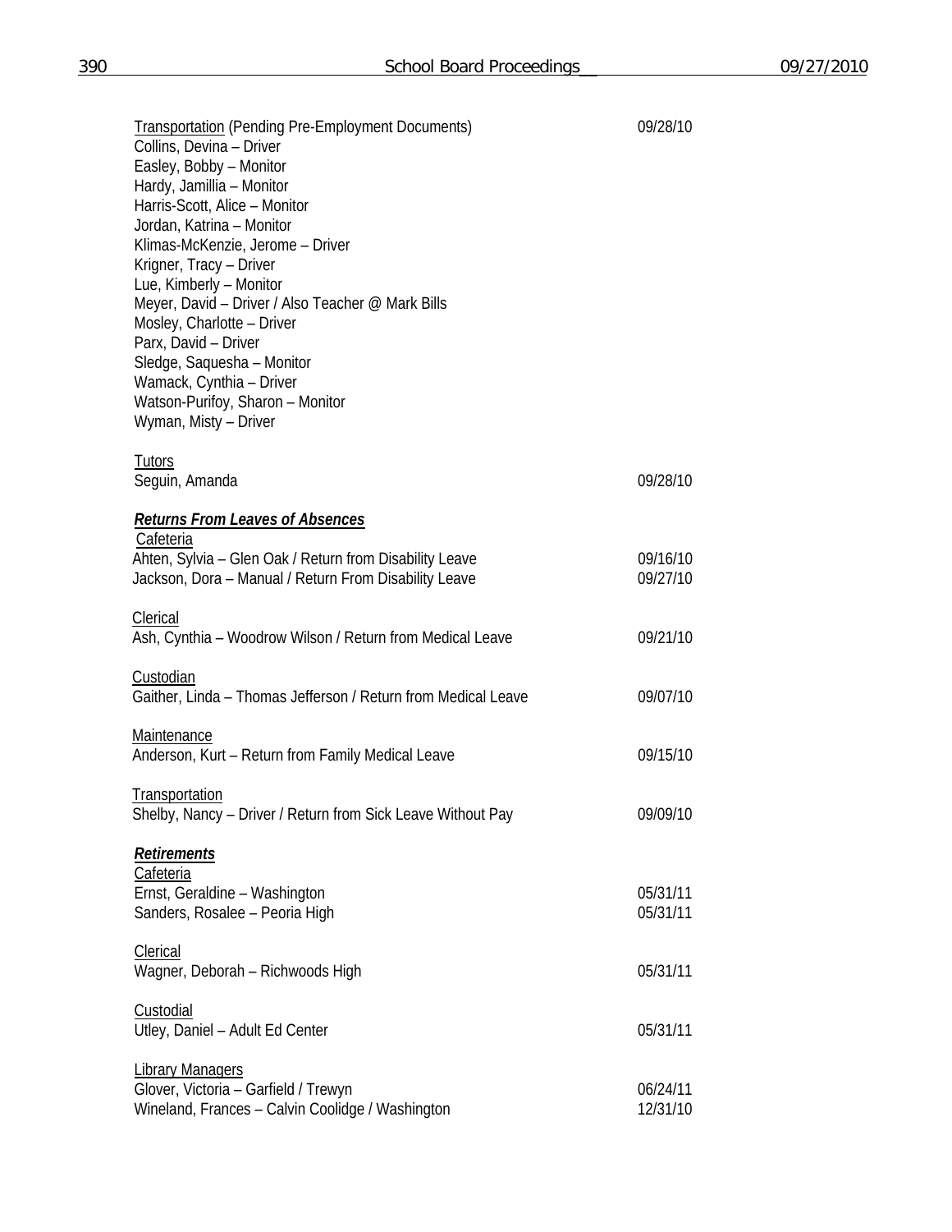<u>Transportation</u> (Pending Pre-Employment Documents) 09/28/10

Collins, Devina – Driver
Easley, Bobby – Monitor
Hardy, Jamillia – Monitor
Harris-Scott, Alice – Monitor
Jordan, Katrina – Monitor
Klimas-McKenzie, Jerome – Driver
Krigner, Tracy – Driver
Lue, Kimberly – Monitor
Meyer, David – Driver / Also Teacher @ Mark Bills
Mosley, Charlotte – Driver
Parx, David – Driver
Sledge, Saquesha – Monitor
Wamack, Cynthia – Driver
Watson-Purifoy, Sharon – Monitor
Wyman, Misty – Driver

<u>Tutors</u>

| | |
|---|---|
| Seguin, Amanda | 09/28/10 |

***<u>Returns From Leaves of Absences</u>***

<u>Cafeteria</u>

| | |
|---|---|
| Ahten, Sylvia – Glen Oak / Return from Disability Leave | 09/16/10 |
| Jackson, Dora – Manual / Return From Disability Leave | 09/27/10 |

<u>Clerical</u>

| | |
|---|---|
| Ash, Cynthia – Woodrow Wilson / Return from Medical Leave | 09/21/10 |

<u>Custodian</u>

| | |
|---|---|
| Gaither, Linda – Thomas Jefferson / Return from Medical Leave | 09/07/10 |

<u>Maintenance</u>

| | |
|---|---|
| Anderson, Kurt – Return from Family Medical Leave | 09/15/10 |

<u>Transportation</u>

| | |
|---|---|
| Shelby, Nancy – Driver / Return from Sick Leave Without Pay | 09/09/10 |

***<u>Retirements</u>***

<u>Cafeteria</u>

| | |
|---|---|
| Ernst, Geraldine – Washington | 05/31/11 |
| Sanders, Rosalee – Peoria High | 05/31/11 |

<u>Clerical</u>

| | |
|---|---|
| Wagner, Deborah – Richwoods High | 05/31/11 |

<u>Custodial</u>

| | |
|---|---|
| Utley, Daniel – Adult Ed Center | 05/31/11 |

<u>Library Managers</u>

| | |
|---|---|
| Glover, Victoria – Garfield / Trewyn | 06/24/11 |
| Wineland, Frances – Calvin Coolidge / Washington | 12/31/10 |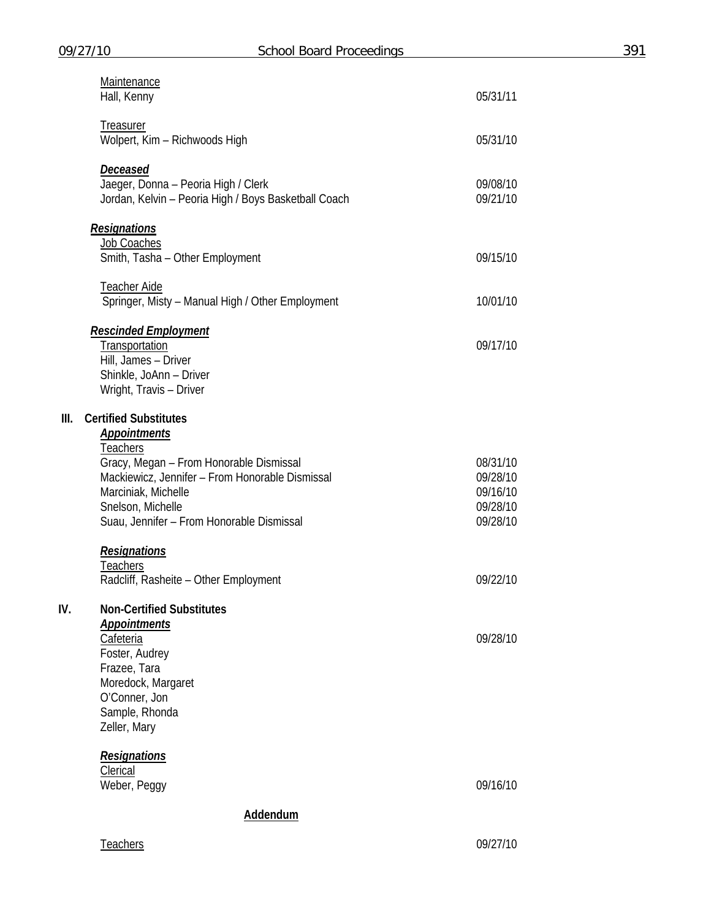Maintenance
Hall, Kenny 05/31/11

Treasurer
Wolpert, Kim – Richwoods High 05/31/10

***Deceased***

| | |
|---|---|
| Jaeger, Donna – Peoria High / Clerk | 09/08/10 |
| Jordan, Kelvin – Peoria High / Boys Basketball Coach | 09/21/10 |

***Resignations***

Job Coaches
Smith, Tasha – Other Employment 09/15/10

Teacher Aide
Springer, Misty – Manual High / Other Employment 10/01/10

***Rescinded Employment***

Transportation 09/17/10
Hill, James – Driver
Shinkle, JoAnn – Driver
Wright, Travis – Driver

## III. Certified Substitutes

***Appointments***

Teachers

| | |
|---|---|
| Gracy, Megan – From Honorable Dismissal | 08/31/10 |
| Mackiewicz, Jennifer – From Honorable Dismissal | 09/28/10 |
| Marciniak, Michelle | 09/16/10 |
| Snelson, Michelle | 09/28/10 |
| Suau, Jennifer – From Honorable Dismissal | 09/28/10 |

***Resignations***

Teachers
Radcliff, Rasheite – Other Employment 09/22/10

## IV. Non-Certified Substitutes

***Appointments***

Cafeteria 09/28/10
Foster, Audrey
Frazee, Tara
Moredock, Margaret
O'Conner, Jon
Sample, Rhonda
Zeller, Mary

***Resignations***

Clerical
Weber, Peggy 09/16/10

**Addendum**

Teachers 09/27/10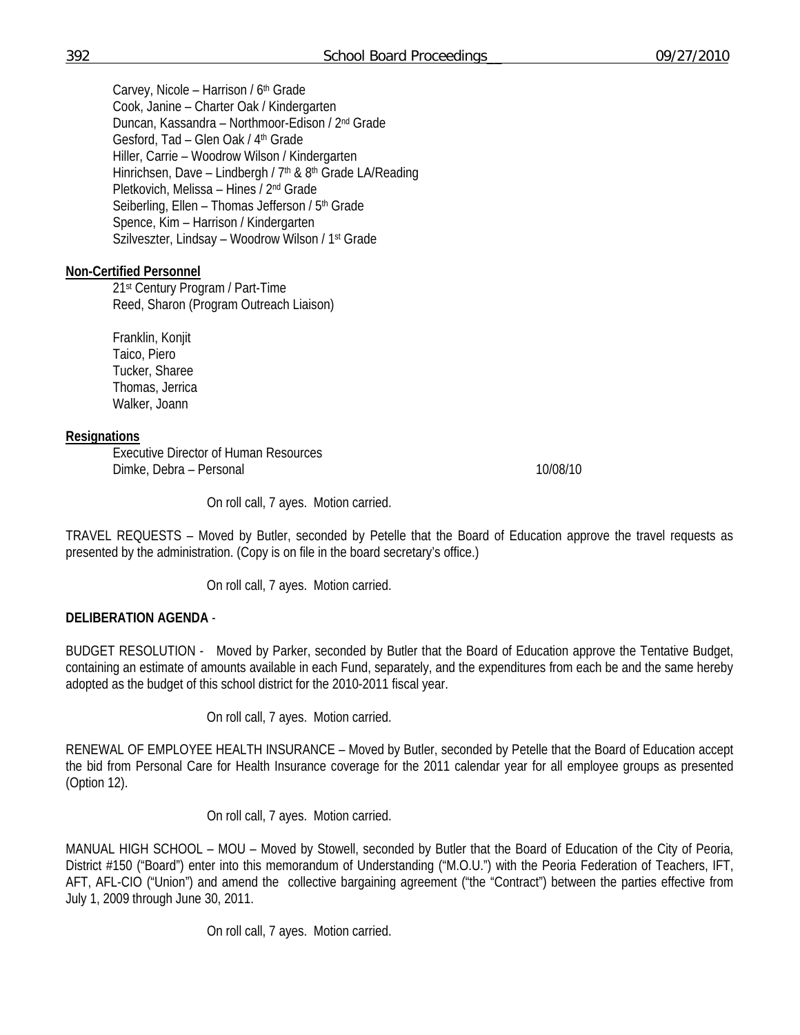Carvey, Nicole – Harrison / 6th Grade
Cook, Janine – Charter Oak / Kindergarten
Duncan, Kassandra – Northmoor-Edison / 2nd Grade
Gesford, Tad – Glen Oak / 4th Grade
Hiller, Carrie – Woodrow Wilson / Kindergarten
Hinrichsen, Dave – Lindbergh / 7th & 8th Grade LA/Reading
Pletkovich, Melissa – Hines / 2nd Grade
Seiberling, Ellen – Thomas Jefferson / 5th Grade
Spence, Kim – Harrison / Kindergarten
Szilveszter, Lindsay – Woodrow Wilson / 1st Grade

**Non-Certified Personnel**

21st Century Program / Part-Time
Reed, Sharon (Program Outreach Liaison)

Franklin, Konjit
Taico, Piero
Tucker, Sharee
Thomas, Jerrica
Walker, Joann

**Resignations**

Executive Director of Human Resources
Dimke, Debra – Personal 10/08/10

On roll call, 7 ayes. Motion carried.

TRAVEL REQUESTS – Moved by Butler, seconded by Petelle that the Board of Education approve the travel requests as presented by the administration. (Copy is on file in the board secretary's office.)

On roll call, 7 ayes. Motion carried.

**DELIBERATION AGENDA** -

BUDGET RESOLUTION - Moved by Parker, seconded by Butler that the Board of Education approve the Tentative Budget, containing an estimate of amounts available in each Fund, separately, and the expenditures from each be and the same hereby adopted as the budget of this school district for the 2010-2011 fiscal year.

On roll call, 7 ayes. Motion carried.

RENEWAL OF EMPLOYEE HEALTH INSURANCE – Moved by Butler, seconded by Petelle that the Board of Education accept the bid from Personal Care for Health Insurance coverage for the 2011 calendar year for all employee groups as presented (Option 12).

On roll call, 7 ayes. Motion carried.

MANUAL HIGH SCHOOL – MOU – Moved by Stowell, seconded by Butler that the Board of Education of the City of Peoria, District #150 ("Board") enter into this memorandum of Understanding ("M.O.U.") with the Peoria Federation of Teachers, IFT, AFT, AFL-CIO ("Union") and amend the collective bargaining agreement ("the "Contract") between the parties effective from July 1, 2009 through June 30, 2011.

On roll call, 7 ayes. Motion carried.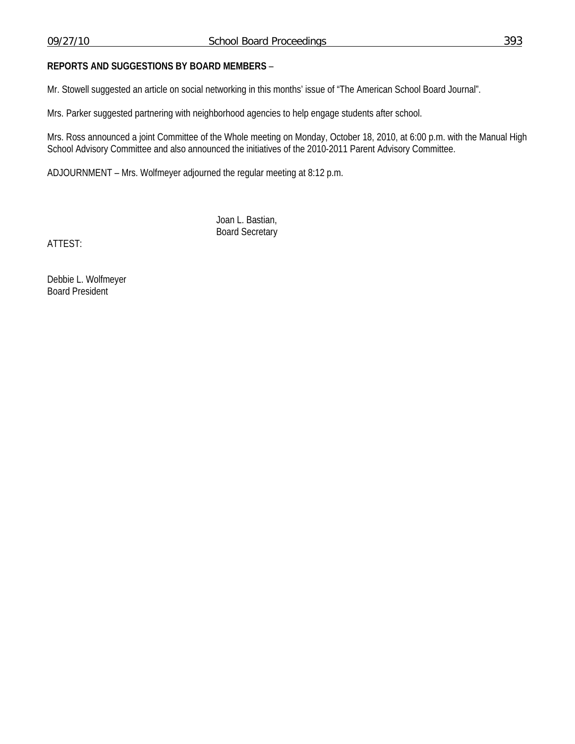**REPORTS AND SUGGESTIONS BY BOARD MEMBERS** –

Mr. Stowell suggested an article on social networking in this months' issue of "The American School Board Journal".

Mrs. Parker suggested partnering with neighborhood agencies to help engage students after school.

Mrs. Ross announced a joint Committee of the Whole meeting on Monday, October 18, 2010, at 6:00 p.m. with the Manual High School Advisory Committee and also announced the initiatives of the 2010-2011 Parent Advisory Committee.

ADJOURNMENT – Mrs. Wolfmeyer adjourned the regular meeting at 8:12 p.m.

Joan L. Bastian,
Board Secretary

ATTEST:

Debbie L. Wolfmeyer
Board President